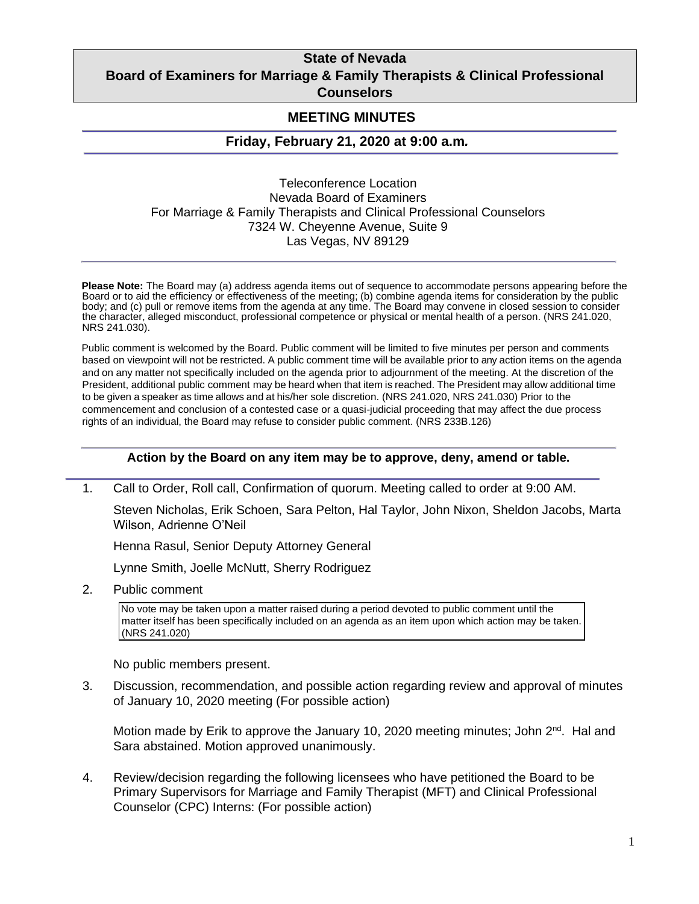# State of Nevada
# Board of Examiners for Marriage & Family Therapists & Clinical Professional Counselors

## MEETING MINUTES

### Friday, February 21, 2020 at 9:00 a.m.

Teleconference Location
Nevada Board of Examiners
For Marriage & Family Therapists and Clinical Professional Counselors
7324 W. Cheyenne Avenue, Suite 9
Las Vegas, NV 89129

**Please Note:** The Board may (a) address agenda items out of sequence to accommodate persons appearing before the Board or to aid the efficiency or effectiveness of the meeting; (b) combine agenda items for consideration by the public body; and (c) pull or remove items from the agenda at any time. The Board may convene in closed session to consider the character, alleged misconduct, professional competence or physical or mental health of a person. (NRS 241.020, NRS 241.030).

Public comment is welcomed by the Board. Public comment will be limited to five minutes per person and comments based on viewpoint will not be restricted. A public comment time will be available prior to any action items on the agenda and on any matter not specifically included on the agenda prior to adjournment of the meeting. At the discretion of the President, additional public comment may be heard when that item is reached. The President may allow additional time to be given a speaker as time allows and at his/her sole discretion. (NRS 241.020, NRS 241.030) Prior to the commencement and conclusion of a contested case or a quasi-judicial proceeding that may affect the due process rights of an individual, the Board may refuse to consider public comment. (NRS 233B.126)

**Action by the Board on any item may be to approve, deny, amend or table.**

1. Call to Order, Roll call, Confirmation of quorum. Meeting called to order at 9:00 AM.

   Steven Nicholas, Erik Schoen, Sara Pelton, Hal Taylor, John Nixon, Sheldon Jacobs, Marta Wilson, Adrienne O'Neil

   Henna Rasul, Senior Deputy Attorney General

   Lynne Smith, Joelle McNutt, Sherry Rodriguez

2. Public comment

   No vote may be taken upon a matter raised during a period devoted to public comment until the matter itself has been specifically included on an agenda as an item upon which action may be taken. (NRS 241.020)

   No public members present.

3. Discussion, recommendation, and possible action regarding review and approval of minutes of January 10, 2020 meeting (For possible action)

   Motion made by Erik to approve the January 10, 2020 meeting minutes; John 2nd. Hal and Sara abstained. Motion approved unanimously.

4. Review/decision regarding the following licensees who have petitioned the Board to be Primary Supervisors for Marriage and Family Therapist (MFT) and Clinical Professional Counselor (CPC) Interns: (For possible action)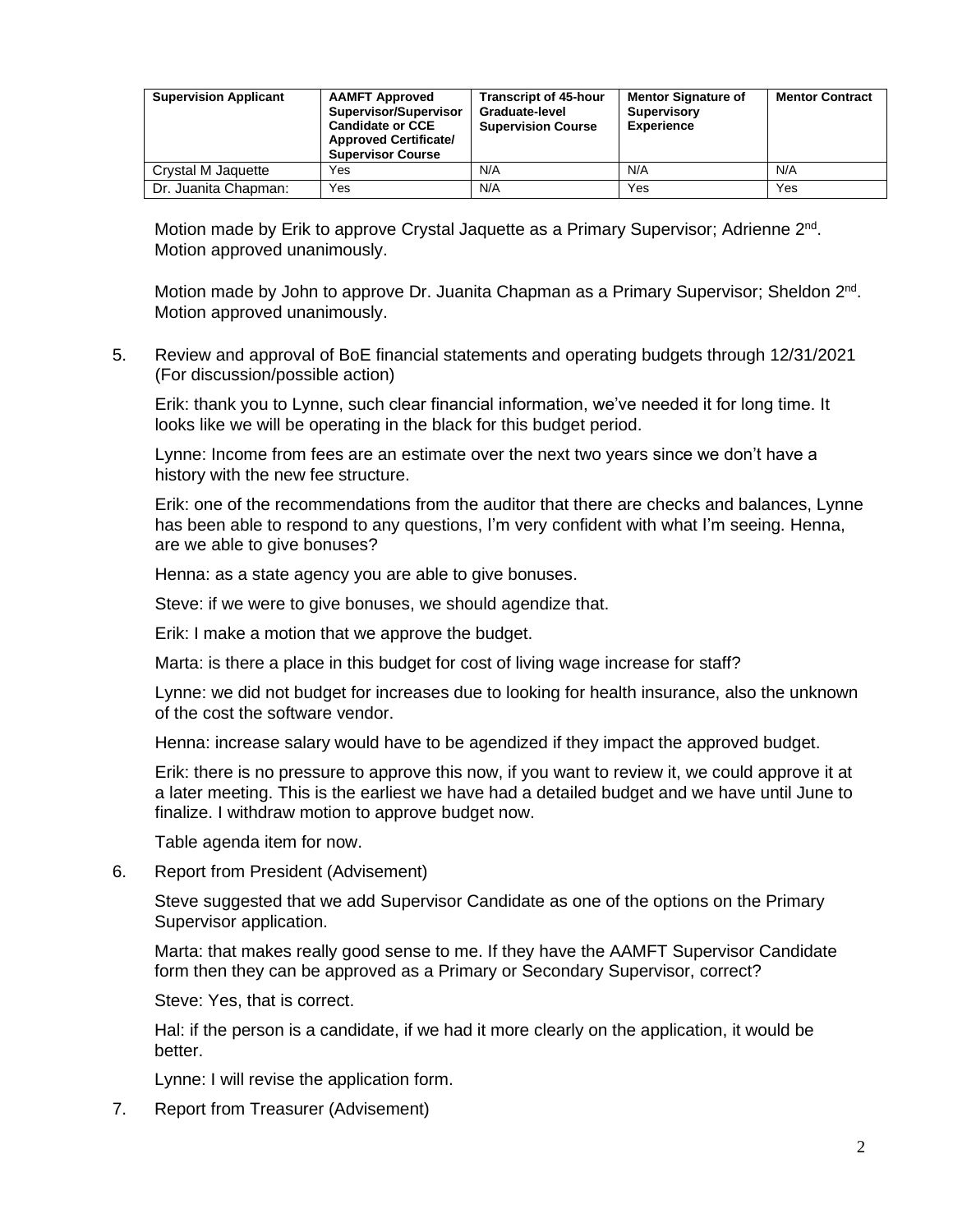| Supervision Applicant | AAMFT Approved Supervisor/Supervisor Candidate or CCE Approved Certificate/ Supervisor Course | Transcript of 45-hour Graduate-level Supervision Course | Mentor Signature of Supervisory Experience | Mentor Contract |
|---|---|---|---|---|
| Crystal M Jaquette | Yes | N/A | N/A | N/A |
| Dr. Juanita Chapman: | Yes | N/A | Yes | Yes |

Motion made by Erik to approve Crystal Jaquette as a Primary Supervisor; Adrienne 2nd. Motion approved unanimously.

Motion made by John to approve Dr. Juanita Chapman as a Primary Supervisor; Sheldon 2nd. Motion approved unanimously.

5. Review and approval of BoE financial statements and operating budgets through 12/31/2021 (For discussion/possible action)

   Erik: thank you to Lynne, such clear financial information, we've needed it for long time. It looks like we will be operating in the black for this budget period.

   Lynne: Income from fees are an estimate over the next two years since we don't have a history with the new fee structure.

   Erik: one of the recommendations from the auditor that there are checks and balances, Lynne has been able to respond to any questions, I'm very confident with what I'm seeing. Henna, are we able to give bonuses?

   Henna: as a state agency you are able to give bonuses.

   Steve: if we were to give bonuses, we should agendize that.

   Erik: I make a motion that we approve the budget.

   Marta: is there a place in this budget for cost of living wage increase for staff?

   Lynne: we did not budget for increases due to looking for health insurance, also the unknown of the cost the software vendor.

   Henna: increase salary would have to be agendized if they impact the approved budget.

   Erik: there is no pressure to approve this now, if you want to review it, we could approve it at a later meeting. This is the earliest we have had a detailed budget and we have until June to finalize. I withdraw motion to approve budget now.

   Table agenda item for now.

6. Report from President (Advisement)

   Steve suggested that we add Supervisor Candidate as one of the options on the Primary Supervisor application.

   Marta: that makes really good sense to me. If they have the AAMFT Supervisor Candidate form then they can be approved as a Primary or Secondary Supervisor, correct?

   Steve: Yes, that is correct.

   Hal: if the person is a candidate, if we had it more clearly on the application, it would be better.

   Lynne: I will revise the application form.

7. Report from Treasurer (Advisement)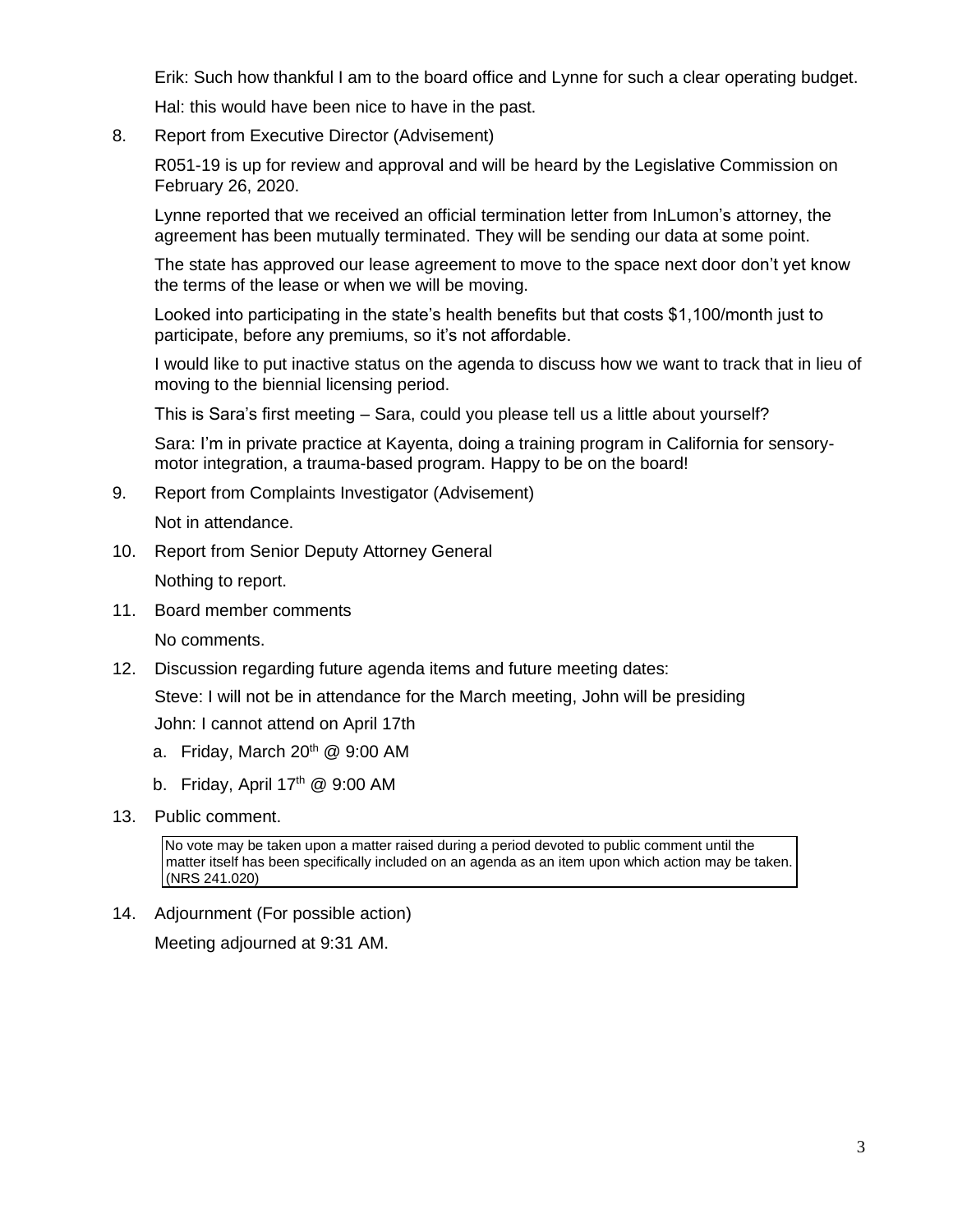Erik: Such how thankful I am to the board office and Lynne for such a clear operating budget.

Hal: this would have been nice to have in the past.

8. Report from Executive Director (Advisement)

   R051-19 is up for review and approval and will be heard by the Legislative Commission on February 26, 2020.

   Lynne reported that we received an official termination letter from InLumon's attorney, the agreement has been mutually terminated. They will be sending our data at some point.

   The state has approved our lease agreement to move to the space next door don't yet know the terms of the lease or when we will be moving.

   Looked into participating in the state's health benefits but that costs $1,100/month just to participate, before any premiums, so it's not affordable.

   I would like to put inactive status on the agenda to discuss how we want to track that in lieu of moving to the biennial licensing period.

   This is Sara's first meeting – Sara, could you please tell us a little about yourself?

   Sara: I'm in private practice at Kayenta, doing a training program in California for sensory-motor integration, a trauma-based program. Happy to be on the board!

9. Report from Complaints Investigator (Advisement)

   Not in attendance.

10. Report from Senior Deputy Attorney General

    Nothing to report.

11. Board member comments

    No comments.

12. Discussion regarding future agenda items and future meeting dates:

    Steve: I will not be in attendance for the March meeting, John will be presiding

    John: I cannot attend on April 17th

    a. Friday, March 20th @ 9:00 AM
    b. Friday, April 17th @ 9:00 AM

13. Public comment.

    No vote may be taken upon a matter raised during a period devoted to public comment until the matter itself has been specifically included on an agenda as an item upon which action may be taken. (NRS 241.020)

14. Adjournment (For possible action)

    Meeting adjourned at 9:31 AM.